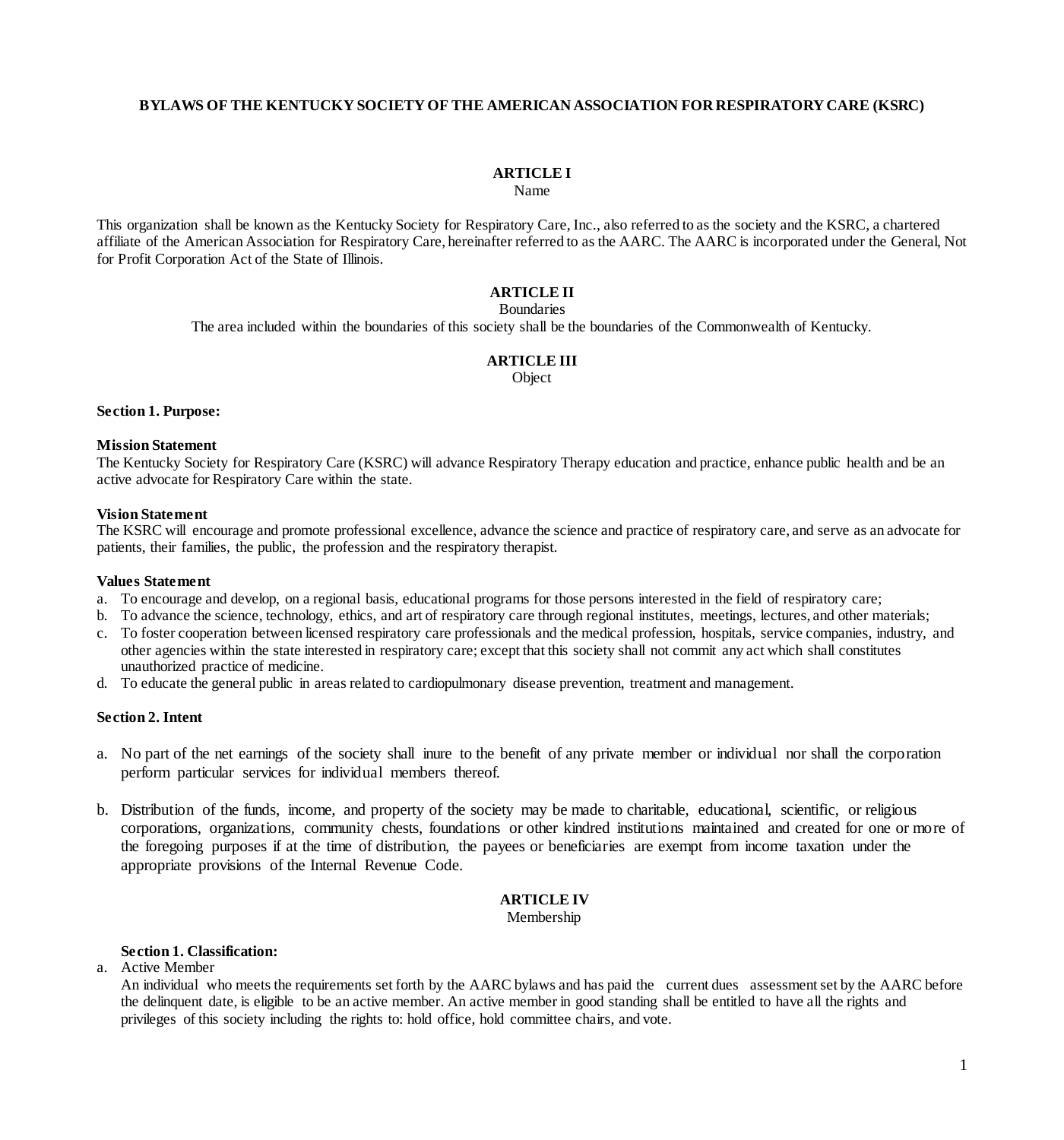# BYLAWS OF THE KENTUCKY SOCIETY OF THE AMERICAN ASSOCIATION FOR RESPIRATORY CARE (KSRC)

## ARTICLE I
Name

This organization shall be known as the Kentucky Society for Respiratory Care, Inc., also referred to as the society and the KSRC, a chartered affiliate of the American Association for Respiratory Care, hereinafter referred to as the AARC. The AARC is incorporated under the General, Not for Profit Corporation Act of the State of Illinois.

## ARTICLE II
Boundaries

The area included within the boundaries of this society shall be the boundaries of the Commonwealth of Kentucky.

## ARTICLE III
Object

**Section 1. Purpose:**

**Mission Statement**
The Kentucky Society for Respiratory Care (KSRC) will advance Respiratory Therapy education and practice, enhance public health and be an active advocate for Respiratory Care within the state.

**Vision Statement**
The KSRC will encourage and promote professional excellence, advance the science and practice of respiratory care, and serve as an advocate for patients, their families, the public, the profession and the respiratory therapist.

**Values Statement**

a. To encourage and develop, on a regional basis, educational programs for those persons interested in the field of respiratory care;
b. To advance the science, technology, ethics, and art of respiratory care through regional institutes, meetings, lectures, and other materials;
c. To foster cooperation between licensed respiratory care professionals and the medical profession, hospitals, service companies, industry, and other agencies within the state interested in respiratory care; except that this society shall not commit any act which shall constitutes unauthorized practice of medicine.
d. To educate the general public in areas related to cardiopulmonary disease prevention, treatment and management.

**Section 2. Intent**

a. No part of the net earnings of the society shall inure to the benefit of any private member or individual nor shall the corporation perform particular services for individual members thereof.

b. Distribution of the funds, income, and property of the society may be made to charitable, educational, scientific, or religious corporations, organizations, community chests, foundations or other kindred institutions maintained and created for one or more of the foregoing purposes if at the time of distribution, the payees or beneficiaries are exempt from income taxation under the appropriate provisions of the Internal Revenue Code.

## ARTICLE IV
Membership

**Section 1. Classification:**

a. Active Member
An individual who meets the requirements set forth by the AARC bylaws and has paid the current dues assessment set by the AARC before the delinquent date, is eligible to be an active member. An active member in good standing shall be entitled to have all the rights and privileges of this society including the rights to: hold office, hold committee chairs, and vote.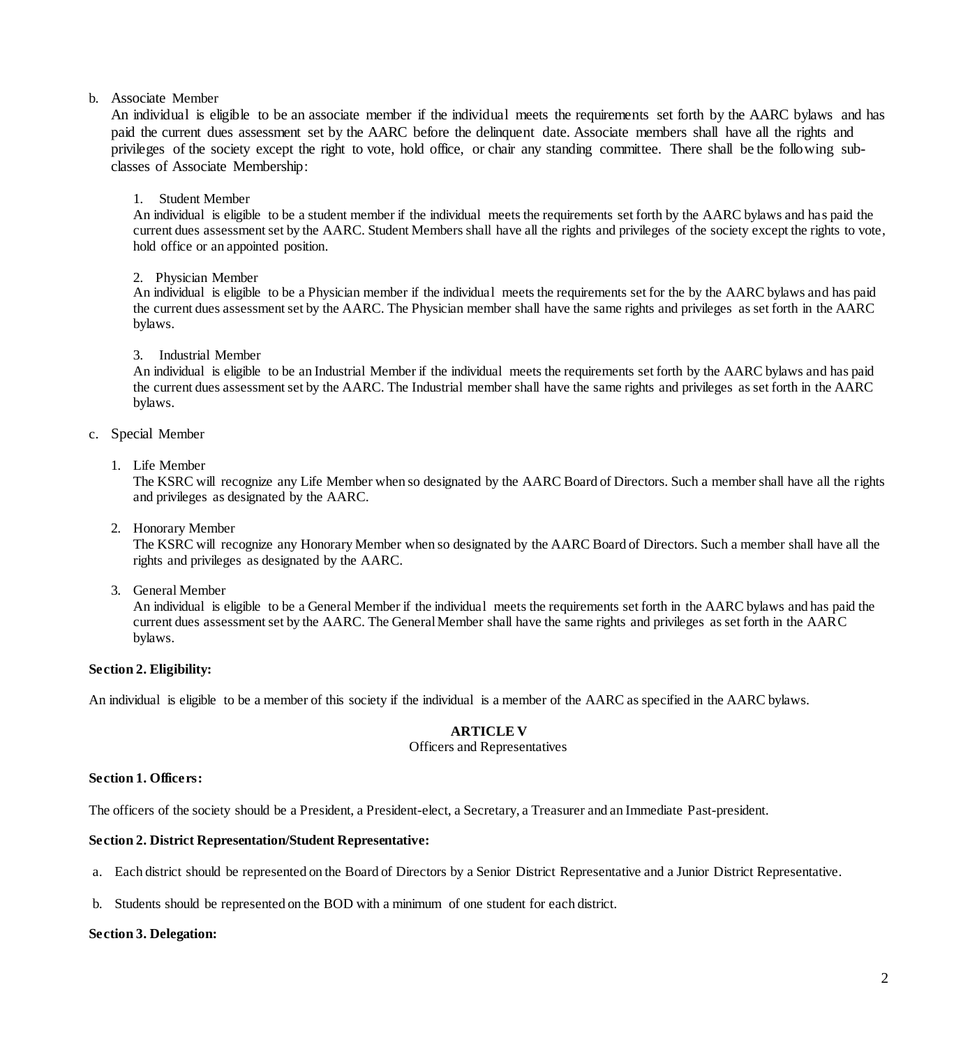b. Associate Member

An individual is eligible to be an associate member if the individual meets the requirements set forth by the AARC bylaws and has paid the current dues assessment set by the AARC before the delinquent date. Associate members shall have all the rights and privileges of the society except the right to vote, hold office, or chair any standing committee. There shall be the following sub-classes of Associate Membership:

1. Student Member

An individual is eligible to be a student member if the individual meets the requirements set forth by the AARC bylaws and has paid the current dues assessment set by the AARC. Student Members shall have all the rights and privileges of the society except the rights to vote, hold office or an appointed position.

2. Physician Member

An individual is eligible to be a Physician member if the individual meets the requirements set for the by the AARC bylaws and has paid the current dues assessment set by the AARC. The Physician member shall have the same rights and privileges as set forth in the AARC bylaws.

3. Industrial Member

An individual is eligible to be an Industrial Member if the individual meets the requirements set forth by the AARC bylaws and has paid the current dues assessment set by the AARC. The Industrial member shall have the same rights and privileges as set forth in the AARC bylaws.

c. Special Member

1. Life Member

The KSRC will recognize any Life Member when so designated by the AARC Board of Directors. Such a member shall have all the rights and privileges as designated by the AARC.

2. Honorary Member

The KSRC will recognize any Honorary Member when so designated by the AARC Board of Directors. Such a member shall have all the rights and privileges as designated by the AARC.

3. General Member

An individual is eligible to be a General Member if the individual meets the requirements set forth in the AARC bylaws and has paid the current dues assessment set by the AARC. The General Member shall have the same rights and privileges as set forth in the AARC bylaws.

**Section 2. Eligibility:**

An individual is eligible to be a member of this society if the individual is a member of the AARC as specified in the AARC bylaws.

## ARTICLE V

Officers and Representatives

**Section 1. Officers:**

The officers of the society should be a President, a President-elect, a Secretary, a Treasurer and an Immediate Past-president.

**Section 2. District Representation/Student Representative:**

a. Each district should be represented on the Board of Directors by a Senior District Representative and a Junior District Representative.

b. Students should be represented on the BOD with a minimum of one student for each district.

**Section 3. Delegation:**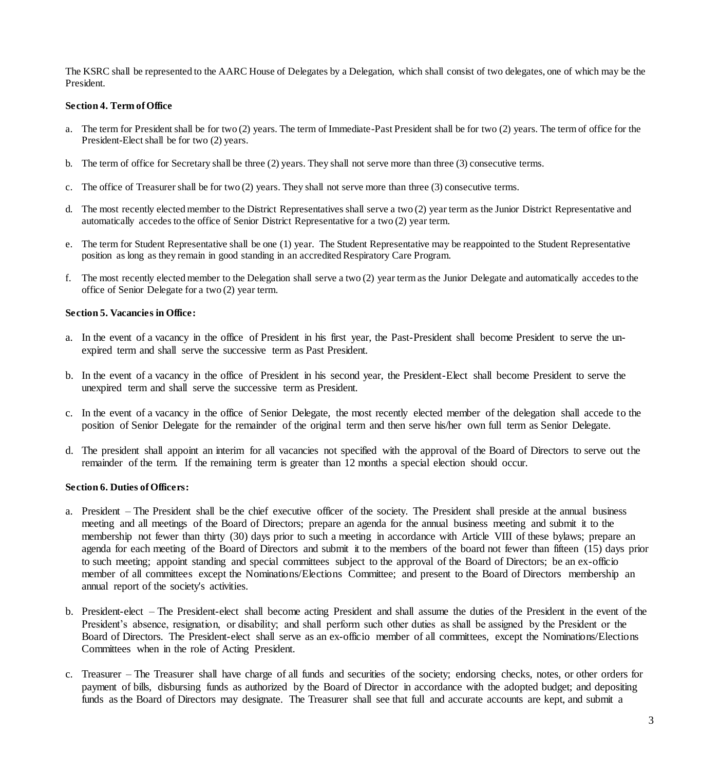The KSRC shall be represented to the AARC House of Delegates by a Delegation, which shall consist of two delegates, one of which may be the President.

**Section 4. Term of Office**

a. The term for President shall be for two (2) years. The term of Immediate-Past President shall be for two (2) years. The term of office for the President-Elect shall be for two (2) years.

b. The term of office for Secretary shall be three (2) years. They shall not serve more than three (3) consecutive terms.

c. The office of Treasurer shall be for two (2) years. They shall not serve more than three (3) consecutive terms.

d. The most recently elected member to the District Representatives shall serve a two (2) year term as the Junior District Representative and automatically accedes to the office of Senior District Representative for a two (2) year term.

e. The term for Student Representative shall be one (1) year. The Student Representative may be reappointed to the Student Representative position as long as they remain in good standing in an accredited Respiratory Care Program.

f. The most recently elected member to the Delegation shall serve a two (2) year term as the Junior Delegate and automatically accedes to the office of Senior Delegate for a two (2) year term.

**Section 5. Vacancies in Office:**

a. In the event of a vacancy in the office of President in his first year, the Past-President shall become President to serve the un-expired term and shall serve the successive term as Past President.

b. In the event of a vacancy in the office of President in his second year, the President-Elect shall become President to serve the unexpired term and shall serve the successive term as President.

c. In the event of a vacancy in the office of Senior Delegate, the most recently elected member of the delegation shall accede to the position of Senior Delegate for the remainder of the original term and then serve his/her own full term as Senior Delegate.

d. The president shall appoint an interim for all vacancies not specified with the approval of the Board of Directors to serve out the remainder of the term. If the remaining term is greater than 12 months a special election should occur.

**Section 6. Duties of Officers:**

a. President – The President shall be the chief executive officer of the society. The President shall preside at the annual business meeting and all meetings of the Board of Directors; prepare an agenda for the annual business meeting and submit it to the membership not fewer than thirty (30) days prior to such a meeting in accordance with Article VIII of these bylaws; prepare an agenda for each meeting of the Board of Directors and submit it to the members of the board not fewer than fifteen (15) days prior to such meeting; appoint standing and special committees subject to the approval of the Board of Directors; be an ex-officio member of all committees except the Nominations/Elections Committee; and present to the Board of Directors membership an annual report of the society's activities.

b. President-elect – The President-elect shall become acting President and shall assume the duties of the President in the event of the President's absence, resignation, or disability; and shall perform such other duties as shall be assigned by the President or the Board of Directors. The President-elect shall serve as an ex-officio member of all committees, except the Nominations/Elections Committees when in the role of Acting President.

c. Treasurer – The Treasurer shall have charge of all funds and securities of the society; endorsing checks, notes, or other orders for payment of bills, disbursing funds as authorized by the Board of Director in accordance with the adopted budget; and depositing funds as the Board of Directors may designate. The Treasurer shall see that full and accurate accounts are kept, and submit a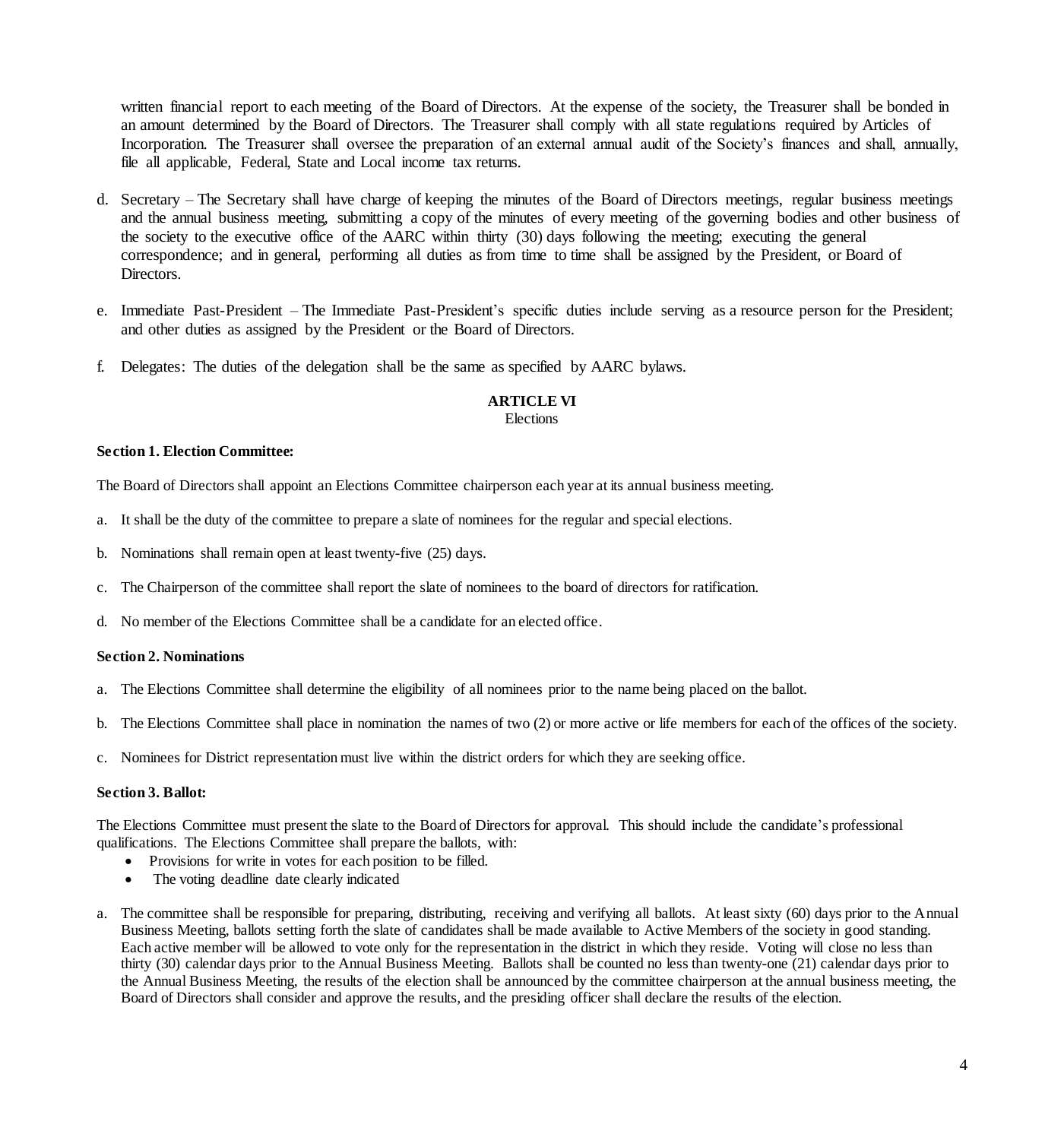written financial report to each meeting of the Board of Directors. At the expense of the society, the Treasurer shall be bonded in an amount determined by the Board of Directors. The Treasurer shall comply with all state regulations required by Articles of Incorporation. The Treasurer shall oversee the preparation of an external annual audit of the Society's finances and shall, annually, file all applicable, Federal, State and Local income tax returns.

d. Secretary – The Secretary shall have charge of keeping the minutes of the Board of Directors meetings, regular business meetings and the annual business meeting, submitting a copy of the minutes of every meeting of the governing bodies and other business of the society to the executive office of the AARC within thirty (30) days following the meeting; executing the general correspondence; and in general, performing all duties as from time to time shall be assigned by the President, or Board of Directors.

e. Immediate Past-President – The Immediate Past-President's specific duties include serving as a resource person for the President; and other duties as assigned by the President or the Board of Directors.

f. Delegates: The duties of the delegation shall be the same as specified by AARC bylaws.

## ARTICLE VI
Elections

**Section 1. Election Committee:**

The Board of Directors shall appoint an Elections Committee chairperson each year at its annual business meeting.

a. It shall be the duty of the committee to prepare a slate of nominees for the regular and special elections.

b. Nominations shall remain open at least twenty-five (25) days.

c. The Chairperson of the committee shall report the slate of nominees to the board of directors for ratification.

d. No member of the Elections Committee shall be a candidate for an elected office.

**Section 2. Nominations**

a. The Elections Committee shall determine the eligibility of all nominees prior to the name being placed on the ballot.

b. The Elections Committee shall place in nomination the names of two (2) or more active or life members for each of the offices of the society.

c. Nominees for District representation must live within the district orders for which they are seeking office.

**Section 3. Ballot:**

The Elections Committee must present the slate to the Board of Directors for approval. This should include the candidate's professional qualifications. The Elections Committee shall prepare the ballots, with:

- Provisions for write in votes for each position to be filled.
- The voting deadline date clearly indicated

a. The committee shall be responsible for preparing, distributing, receiving and verifying all ballots. At least sixty (60) days prior to the Annual Business Meeting, ballots setting forth the slate of candidates shall be made available to Active Members of the society in good standing. Each active member will be allowed to vote only for the representation in the district in which they reside. Voting will close no less than thirty (30) calendar days prior to the Annual Business Meeting. Ballots shall be counted no less than twenty-one (21) calendar days prior to the Annual Business Meeting, the results of the election shall be announced by the committee chairperson at the annual business meeting, the Board of Directors shall consider and approve the results, and the presiding officer shall declare the results of the election.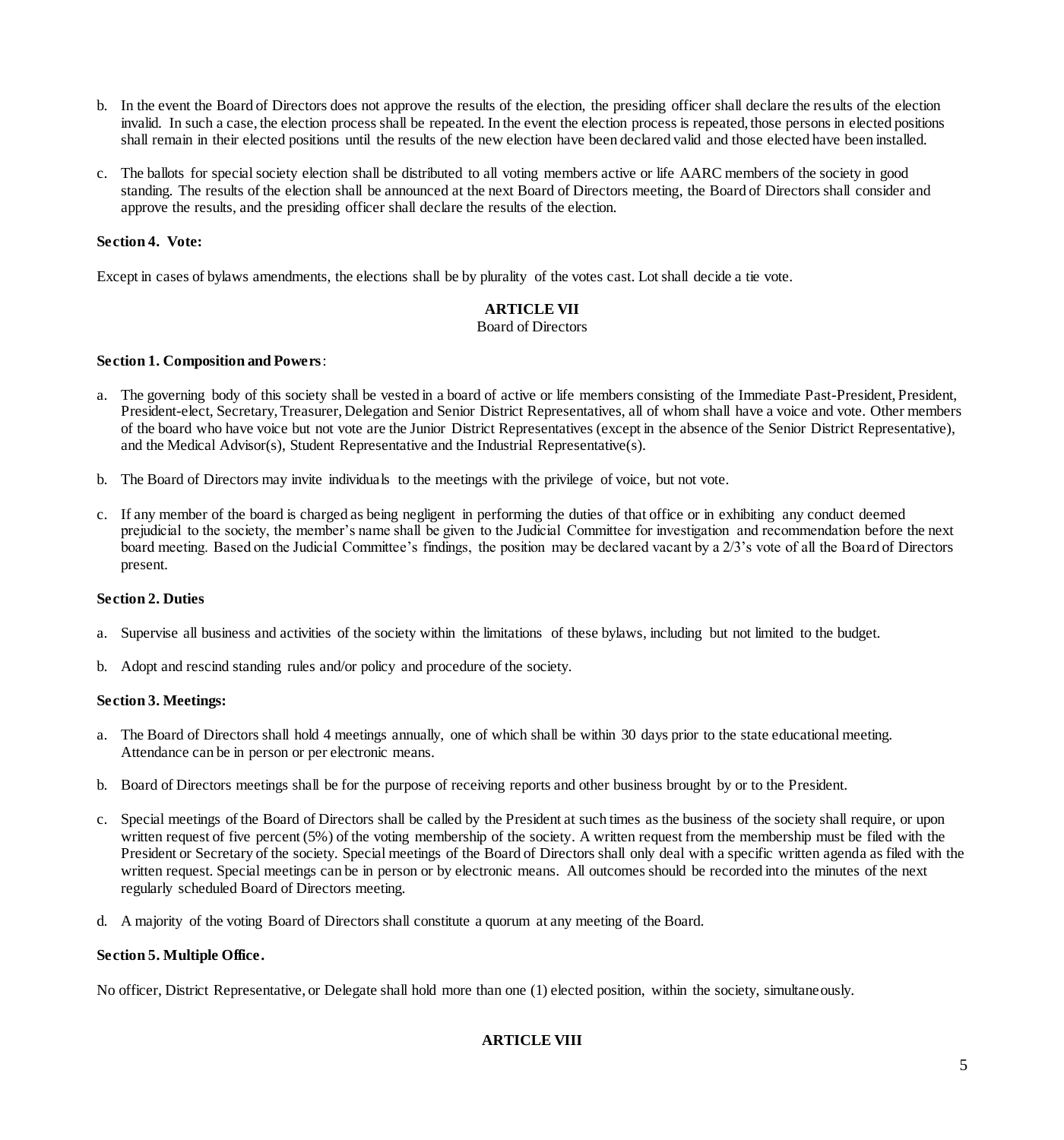b. In the event the Board of Directors does not approve the results of the election, the presiding officer shall declare the results of the election invalid. In such a case, the election process shall be repeated. In the event the election process is repeated, those persons in elected positions shall remain in their elected positions until the results of the new election have been declared valid and those elected have been installed.

c. The ballots for special society election shall be distributed to all voting members active or life AARC members of the society in good standing. The results of the election shall be announced at the next Board of Directors meeting, the Board of Directors shall consider and approve the results, and the presiding officer shall declare the results of the election.

**Section 4. Vote:**

Except in cases of bylaws amendments, the elections shall be by plurality of the votes cast. Lot shall decide a tie vote.

## ARTICLE VII
Board of Directors

**Section 1. Composition and Powers**:

a. The governing body of this society shall be vested in a board of active or life members consisting of the Immediate Past-President, President, President-elect, Secretary, Treasurer, Delegation and Senior District Representatives, all of whom shall have a voice and vote. Other members of the board who have voice but not vote are the Junior District Representatives (except in the absence of the Senior District Representative), and the Medical Advisor(s), Student Representative and the Industrial Representative(s).

b. The Board of Directors may invite individuals to the meetings with the privilege of voice, but not vote.

c. If any member of the board is charged as being negligent in performing the duties of that office or in exhibiting any conduct deemed prejudicial to the society, the member's name shall be given to the Judicial Committee for investigation and recommendation before the next board meeting. Based on the Judicial Committee's findings, the position may be declared vacant by a 2/3's vote of all the Board of Directors present.

**Section 2. Duties**

a. Supervise all business and activities of the society within the limitations of these bylaws, including but not limited to the budget.

b. Adopt and rescind standing rules and/or policy and procedure of the society.

**Section 3. Meetings:**

a. The Board of Directors shall hold 4 meetings annually, one of which shall be within 30 days prior to the state educational meeting. Attendance can be in person or per electronic means.

b. Board of Directors meetings shall be for the purpose of receiving reports and other business brought by or to the President.

c. Special meetings of the Board of Directors shall be called by the President at such times as the business of the society shall require, or upon written request of five percent (5%) of the voting membership of the society. A written request from the membership must be filed with the President or Secretary of the society. Special meetings of the Board of Directors shall only deal with a specific written agenda as filed with the written request. Special meetings can be in person or by electronic means. All outcomes should be recorded into the minutes of the next regularly scheduled Board of Directors meeting.

d. A majority of the voting Board of Directors shall constitute a quorum at any meeting of the Board.

**Section 5. Multiple Office.**

No officer, District Representative, or Delegate shall hold more than one (1) elected position, within the society, simultaneously.

## ARTICLE VIII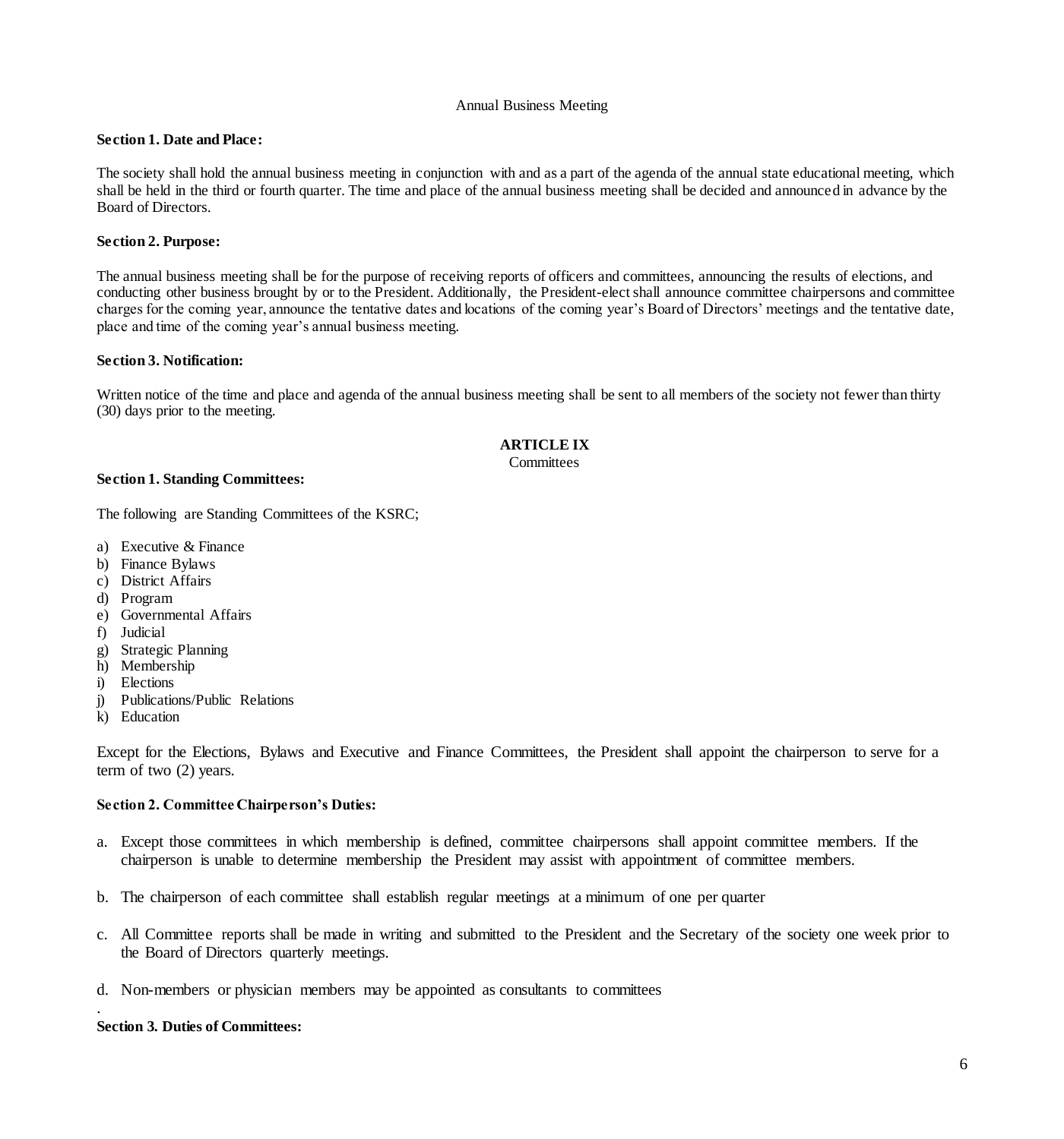Annual Business Meeting

**Section 1. Date and Place:**

The society shall hold the annual business meeting in conjunction with and as a part of the agenda of the annual state educational meeting, which shall be held in the third or fourth quarter. The time and place of the annual business meeting shall be decided and announced in advance by the Board of Directors.

**Section 2. Purpose:**

The annual business meeting shall be for the purpose of receiving reports of officers and committees, announcing the results of elections, and conducting other business brought by or to the President. Additionally, the President-elect shall announce committee chairpersons and committee charges for the coming year, announce the tentative dates and locations of the coming year's Board of Directors' meetings and the tentative date, place and time of the coming year's annual business meeting.

**Section 3. Notification:**

Written notice of the time and place and agenda of the annual business meeting shall be sent to all members of the society not fewer than thirty (30) days prior to the meeting.

## ARTICLE IX

Committees

**Section 1. Standing Committees:**

The following are Standing Committees of the KSRC;

a) Executive & Finance
b) Finance Bylaws
c) District Affairs
d) Program
e) Governmental Affairs
f) Judicial
g) Strategic Planning
h) Membership
i) Elections
j) Publications/Public Relations
k) Education

Except for the Elections, Bylaws and Executive and Finance Committees, the President shall appoint the chairperson to serve for a term of two (2) years.

**Section 2. Committee Chairperson's Duties:**

a. Except those committees in which membership is defined, committee chairpersons shall appoint committee members. If the chairperson is unable to determine membership the President may assist with appointment of committee members.

b. The chairperson of each committee shall establish regular meetings at a minimum of one per quarter

c. All Committee reports shall be made in writing and submitted to the President and the Secretary of the society one week prior to the Board of Directors quarterly meetings.

d. Non-members or physician members may be appointed as consultants to committees

**Section 3. Duties of Committees:**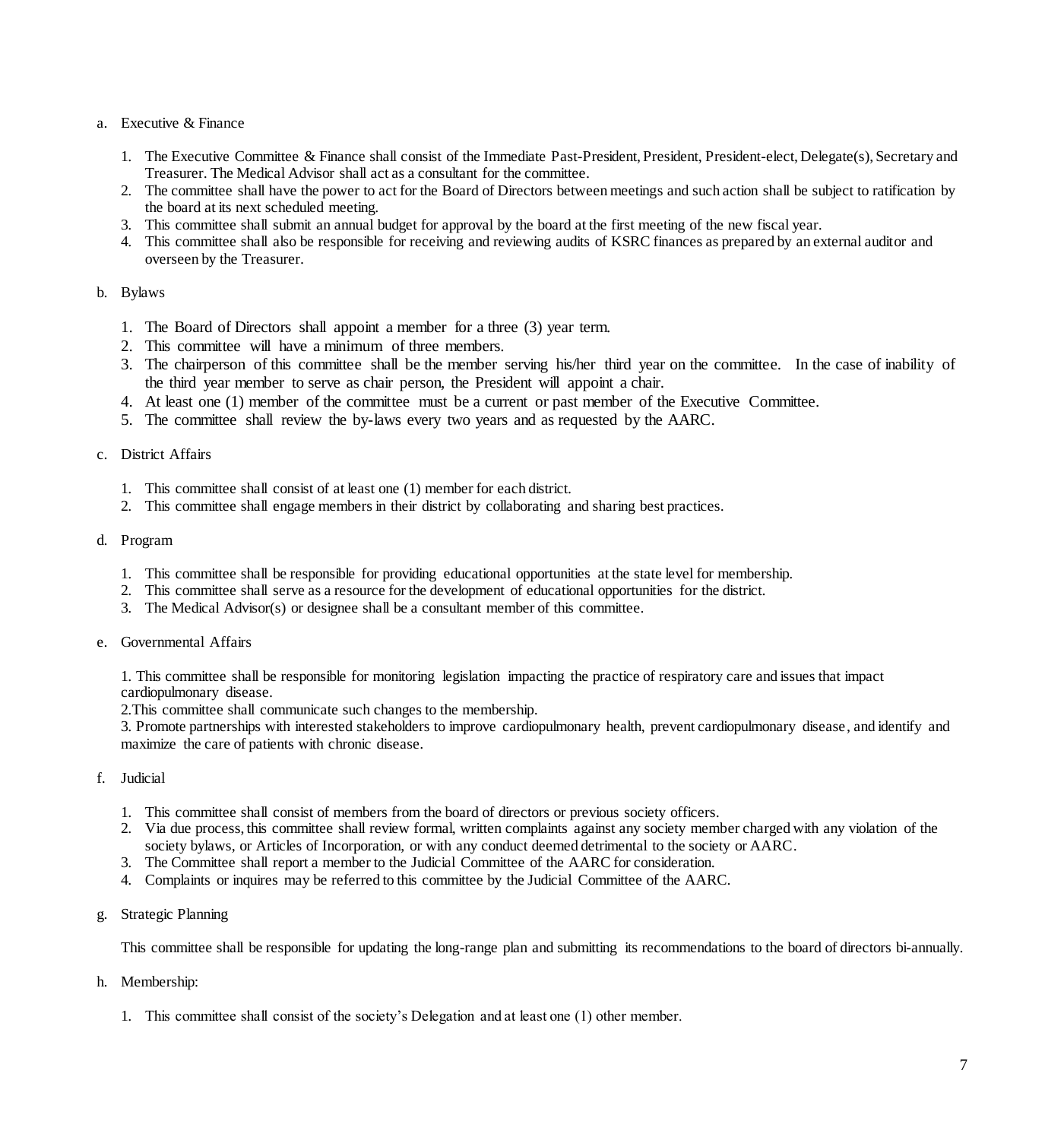a. Executive & Finance

   1. The Executive Committee & Finance shall consist of the Immediate Past-President, President, President-elect, Delegate(s), Secretary and Treasurer. The Medical Advisor shall act as a consultant for the committee.
   2. The committee shall have the power to act for the Board of Directors between meetings and such action shall be subject to ratification by the board at its next scheduled meeting.
   3. This committee shall submit an annual budget for approval by the board at the first meeting of the new fiscal year.
   4. This committee shall also be responsible for receiving and reviewing audits of KSRC finances as prepared by an external auditor and overseen by the Treasurer.

b. Bylaws

   1. The Board of Directors shall appoint a member for a three (3) year term.
   2. This committee will have a minimum of three members.
   3. The chairperson of this committee shall be the member serving his/her third year on the committee. In the case of inability of the third year member to serve as chair person, the President will appoint a chair.
   4. At least one (1) member of the committee must be a current or past member of the Executive Committee.
   5. The committee shall review the by-laws every two years and as requested by the AARC.

c. District Affairs

   1. This committee shall consist of at least one (1) member for each district.
   2. This committee shall engage members in their district by collaborating and sharing best practices.

d. Program

   1. This committee shall be responsible for providing educational opportunities at the state level for membership.
   2. This committee shall serve as a resource for the development of educational opportunities for the district.
   3. The Medical Advisor(s) or designee shall be a consultant member of this committee.

e. Governmental Affairs

   1. This committee shall be responsible for monitoring legislation impacting the practice of respiratory care and issues that impact cardiopulmonary disease.
   2. This committee shall communicate such changes to the membership.
   3. Promote partnerships with interested stakeholders to improve cardiopulmonary health, prevent cardiopulmonary disease, and identify and maximize the care of patients with chronic disease.

f. Judicial

   1. This committee shall consist of members from the board of directors or previous society officers.
   2. Via due process, this committee shall review formal, written complaints against any society member charged with any violation of the society bylaws, or Articles of Incorporation, or with any conduct deemed detrimental to the society or AARC.
   3. The Committee shall report a member to the Judicial Committee of the AARC for consideration.
   4. Complaints or inquires may be referred to this committee by the Judicial Committee of the AARC.

g. Strategic Planning

   This committee shall be responsible for updating the long-range plan and submitting its recommendations to the board of directors bi-annually.

h. Membership:

   1. This committee shall consist of the society's Delegation and at least one (1) other member.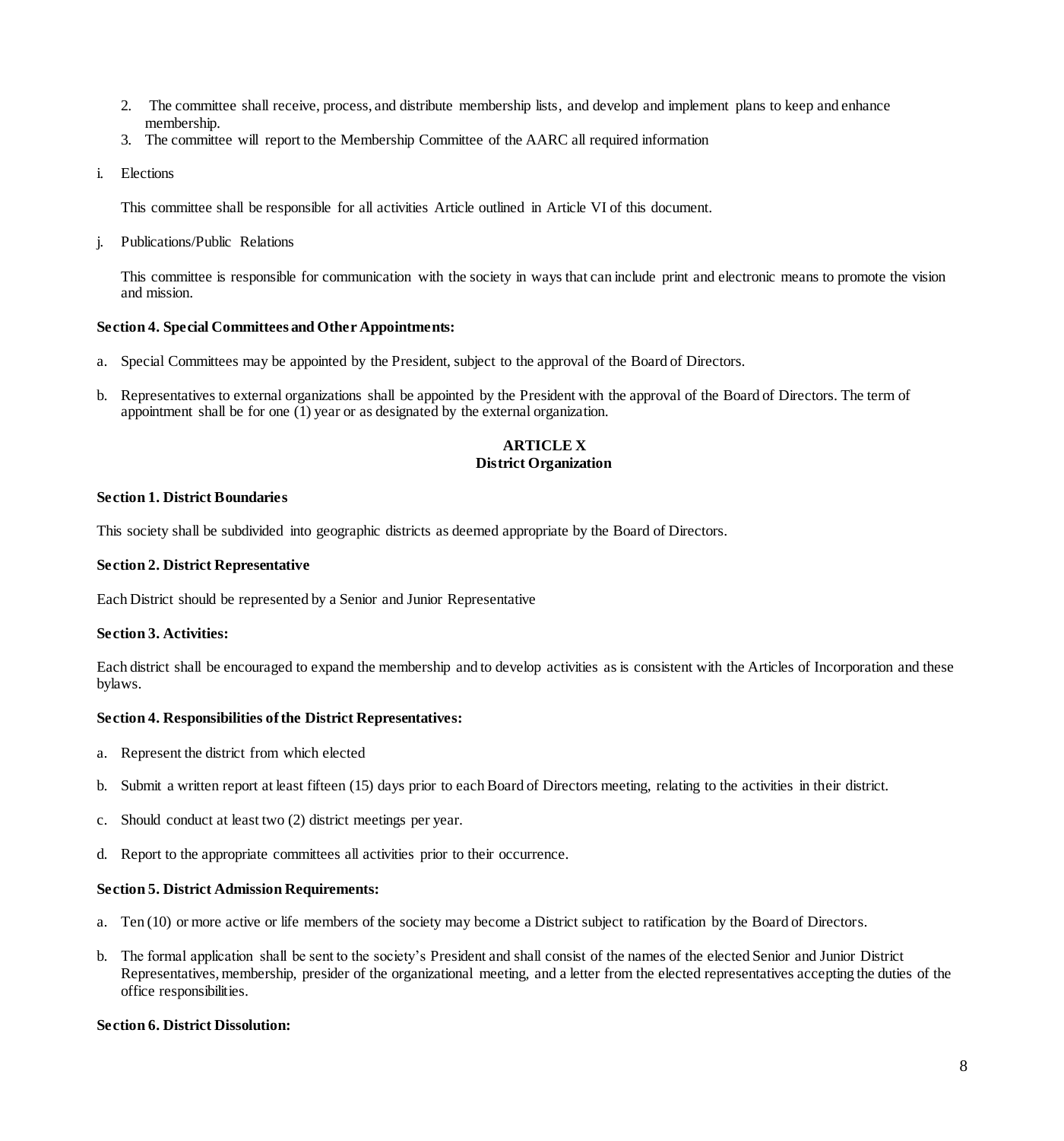2. The committee shall receive, process, and distribute membership lists, and develop and implement plans to keep and enhance membership.
3. The committee will report to the Membership Committee of the AARC all required information

i. Elections

This committee shall be responsible for all activities Article outlined in Article VI of this document.

j. Publications/Public Relations

This committee is responsible for communication with the society in ways that can include print and electronic means to promote the vision and mission.

**Section 4. Special Committees and Other Appointments:**

a. Special Committees may be appointed by the President, subject to the approval of the Board of Directors.

b. Representatives to external organizations shall be appointed by the President with the approval of the Board of Directors. The term of appointment shall be for one (1) year or as designated by the external organization.

## ARTICLE X
## District Organization

**Section 1. District Boundaries**

This society shall be subdivided into geographic districts as deemed appropriate by the Board of Directors.

**Section 2. District Representative**

Each District should be represented by a Senior and Junior Representative

**Section 3. Activities:**

Each district shall be encouraged to expand the membership and to develop activities as is consistent with the Articles of Incorporation and these bylaws.

**Section 4. Responsibilities of the District Representatives:**

a. Represent the district from which elected

b. Submit a written report at least fifteen (15) days prior to each Board of Directors meeting, relating to the activities in their district.

c. Should conduct at least two (2) district meetings per year.

d. Report to the appropriate committees all activities prior to their occurrence.

**Section 5. District Admission Requirements:**

a. Ten (10) or more active or life members of the society may become a District subject to ratification by the Board of Directors.

b. The formal application shall be sent to the society's President and shall consist of the names of the elected Senior and Junior District Representatives, membership, presider of the organizational meeting, and a letter from the elected representatives accepting the duties of the office responsibilities.

**Section 6. District Dissolution:**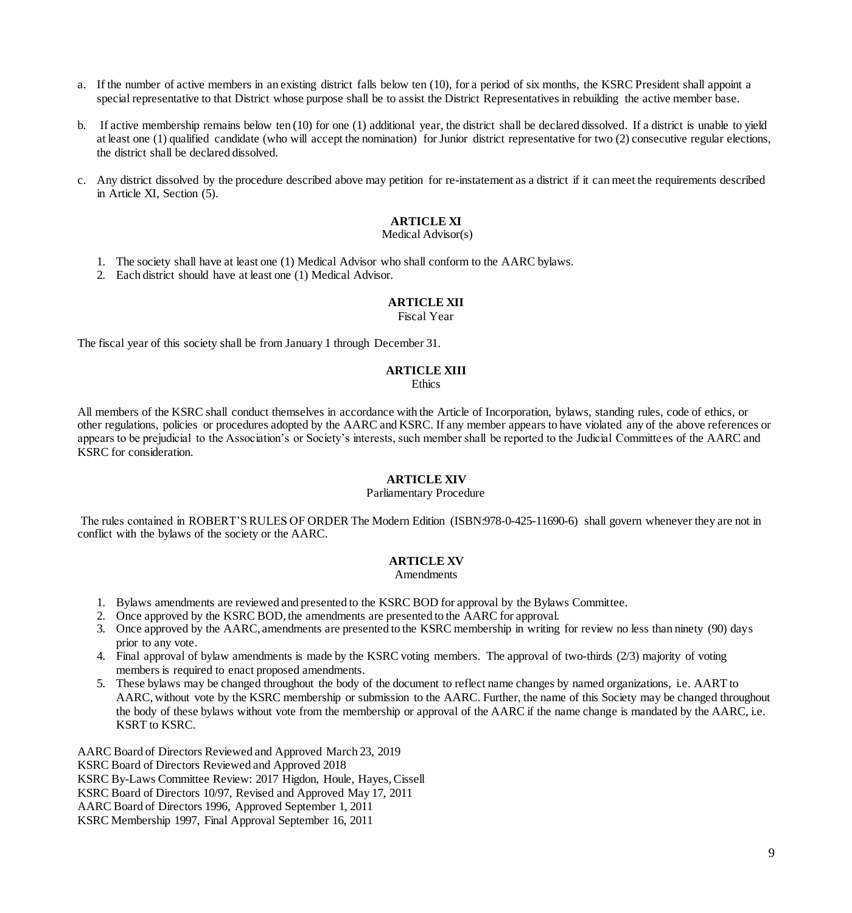a. If the number of active members in an existing district falls below ten (10), for a period of six months, the KSRC President shall appoint a special representative to that District whose purpose shall be to assist the District Representatives in rebuilding the active member base.

b. If active membership remains below ten (10) for one (1) additional year, the district shall be declared dissolved. If a district is unable to yield at least one (1) qualified candidate (who will accept the nomination) for Junior district representative for two (2) consecutive regular elections, the district shall be declared dissolved.

c. Any district dissolved by the procedure described above may petition for re-instatement as a district if it can meet the requirements described in Article XI, Section (5).

## ARTICLE XI
Medical Advisor(s)

1. The society shall have at least one (1) Medical Advisor who shall conform to the AARC bylaws.
2. Each district should have at least one (1) Medical Advisor.

## ARTICLE XII
Fiscal Year

The fiscal year of this society shall be from January 1 through December 31.

## ARTICLE XIII
Ethics

All members of the KSRC shall conduct themselves in accordance with the Article of Incorporation, bylaws, standing rules, code of ethics, or other regulations, policies or procedures adopted by the AARC and KSRC. If any member appears to have violated any of the above references or appears to be prejudicial to the Association's or Society's interests, such member shall be reported to the Judicial Committees of the AARC and KSRC for consideration.

## ARTICLE XIV
Parliamentary Procedure

The rules contained in ROBERT'S RULES OF ORDER The Modern Edition (ISBN:978-0-425-11690-6) shall govern whenever they are not in conflict with the bylaws of the society or the AARC.

## ARTICLE XV
Amendments

1. Bylaws amendments are reviewed and presented to the KSRC BOD for approval by the Bylaws Committee.
2. Once approved by the KSRC BOD, the amendments are presented to the AARC for approval.
3. Once approved by the AARC, amendments are presented to the KSRC membership in writing for review no less than ninety (90) days prior to any vote.
4. Final approval of bylaw amendments is made by the KSRC voting members. The approval of two-thirds (2/3) majority of voting members is required to enact proposed amendments.
5. These bylaws may be changed throughout the body of the document to reflect name changes by named organizations, i.e. AART to AARC, without vote by the KSRC membership or submission to the AARC. Further, the name of this Society may be changed throughout the body of these bylaws without vote from the membership or approval of the AARC if the name change is mandated by the AARC, i.e. KSRT to KSRC.

AARC Board of Directors Reviewed and Approved March 23, 2019
KSRC Board of Directors Reviewed and Approved 2018
KSRC By-Laws Committee Review: 2017 Higdon, Houle, Hayes, Cissell
KSRC Board of Directors 10/97, Revised and Approved May 17, 2011
AARC Board of Directors 1996, Approved September 1, 2011
KSRC Membership 1997, Final Approval September 16, 2011